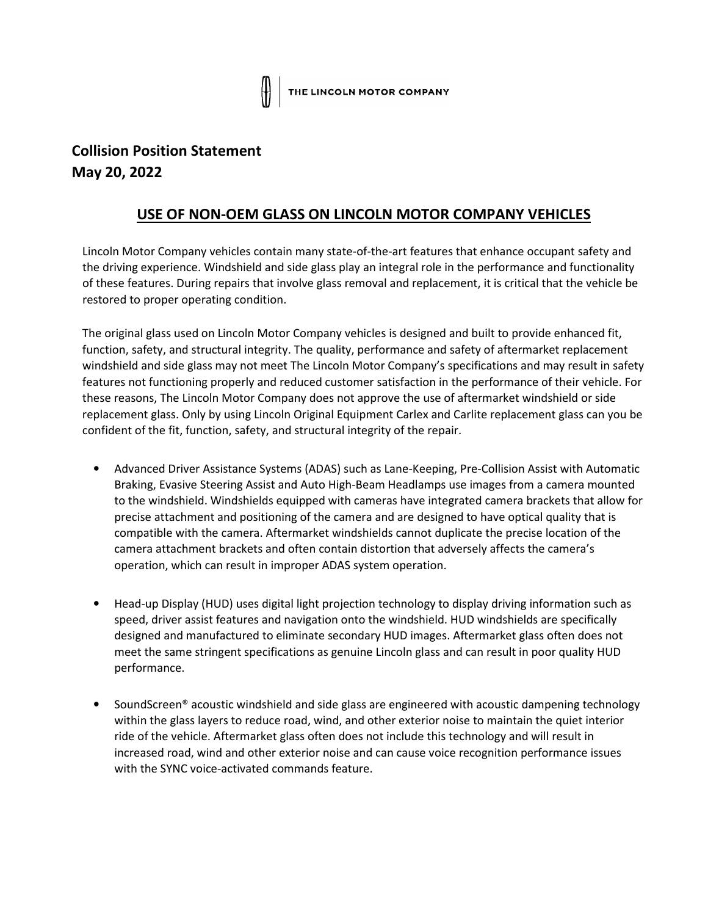THE LINCOLN MOTOR COMPANY

**Collision Position Statement**
**May 20, 2022**

## USE OF NON-OEM GLASS ON LINCOLN MOTOR COMPANY VEHICLES

Lincoln Motor Company vehicles contain many state-of-the-art features that enhance occupant safety and the driving experience. Windshield and side glass play an integral role in the performance and functionality of these features. During repairs that involve glass removal and replacement, it is critical that the vehicle be restored to proper operating condition.

The original glass used on Lincoln Motor Company vehicles is designed and built to provide enhanced fit, function, safety, and structural integrity. The quality, performance and safety of aftermarket replacement windshield and side glass may not meet The Lincoln Motor Company's specifications and may result in safety features not functioning properly and reduced customer satisfaction in the performance of their vehicle. For these reasons, The Lincoln Motor Company does not approve the use of aftermarket windshield or side replacement glass. Only by using Lincoln Original Equipment Carlex and Carlite replacement glass can you be confident of the fit, function, safety, and structural integrity of the repair.

- Advanced Driver Assistance Systems (ADAS) such as Lane-Keeping, Pre-Collision Assist with Automatic Braking, Evasive Steering Assist and Auto High-Beam Headlamps use images from a camera mounted to the windshield. Windshields equipped with cameras have integrated camera brackets that allow for precise attachment and positioning of the camera and are designed to have optical quality that is compatible with the camera. Aftermarket windshields cannot duplicate the precise location of the camera attachment brackets and often contain distortion that adversely affects the camera's operation, which can result in improper ADAS system operation.

- Head-up Display (HUD) uses digital light projection technology to display driving information such as speed, driver assist features and navigation onto the windshield. HUD windshields are specifically designed and manufactured to eliminate secondary HUD images. Aftermarket glass often does not meet the same stringent specifications as genuine Lincoln glass and can result in poor quality HUD performance.

- SoundScreen® acoustic windshield and side glass are engineered with acoustic dampening technology within the glass layers to reduce road, wind, and other exterior noise to maintain the quiet interior ride of the vehicle. Aftermarket glass often does not include this technology and will result in increased road, wind and other exterior noise and can cause voice recognition performance issues with the SYNC voice-activated commands feature.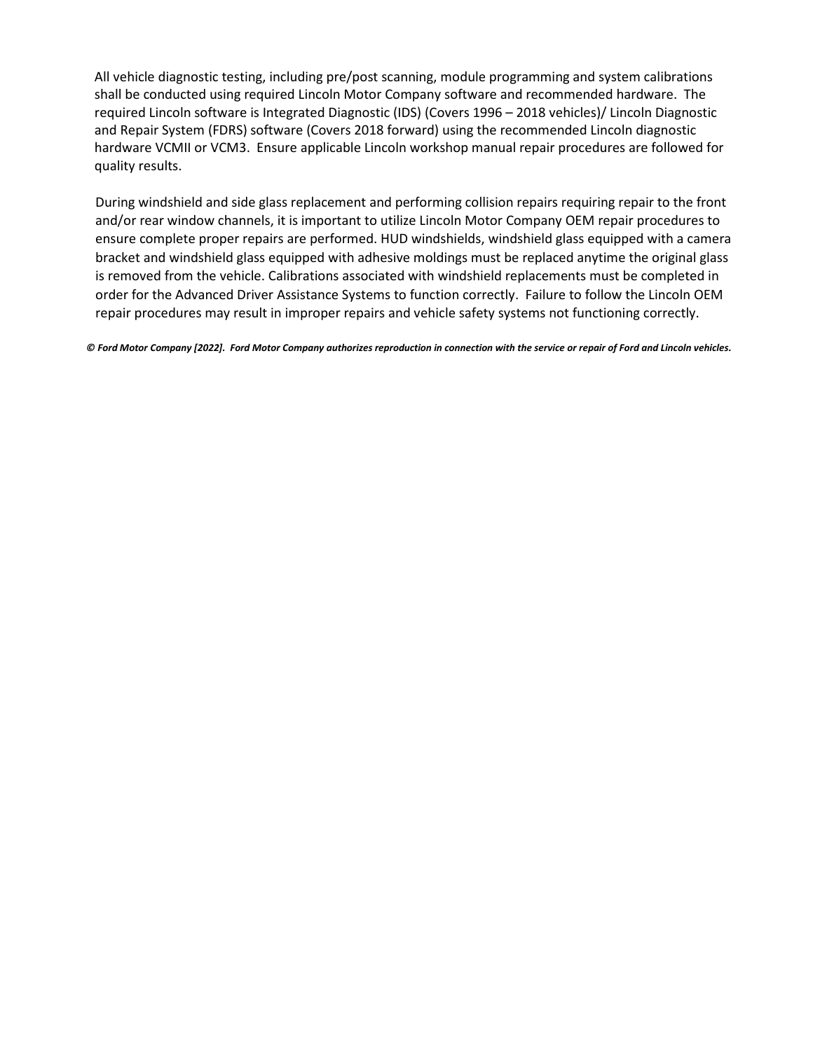All vehicle diagnostic testing, including pre/post scanning, module programming and system calibrations shall be conducted using required Lincoln Motor Company software and recommended hardware. The required Lincoln software is Integrated Diagnostic (IDS) (Covers 1996 – 2018 vehicles)/ Lincoln Diagnostic and Repair System (FDRS) software (Covers 2018 forward) using the recommended Lincoln diagnostic hardware VCMII or VCM3. Ensure applicable Lincoln workshop manual repair procedures are followed for quality results.

During windshield and side glass replacement and performing collision repairs requiring repair to the front and/or rear window channels, it is important to utilize Lincoln Motor Company OEM repair procedures to ensure complete proper repairs are performed. HUD windshields, windshield glass equipped with a camera bracket and windshield glass equipped with adhesive moldings must be replaced anytime the original glass is removed from the vehicle. Calibrations associated with windshield replacements must be completed in order for the Advanced Driver Assistance Systems to function correctly. Failure to follow the Lincoln OEM repair procedures may result in improper repairs and vehicle safety systems not functioning correctly.

***© Ford Motor Company [2022]. Ford Motor Company authorizes reproduction in connection with the service or repair of Ford and Lincoln vehicles.***